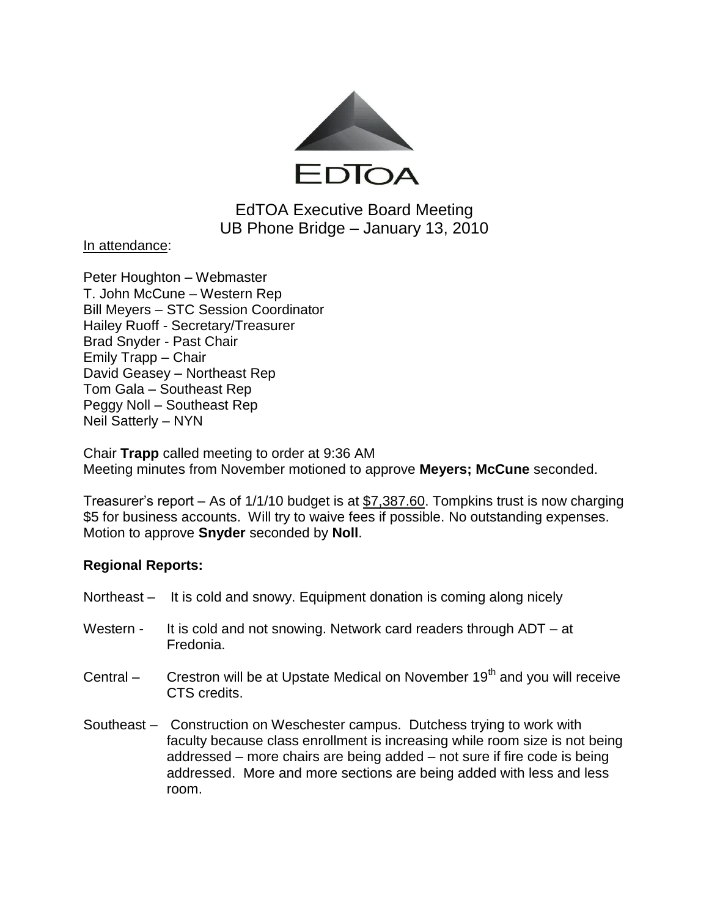# EdTOA Executive Board Meeting

## UB Phone Bridge – January 13, 2010

In attendance:

Peter Houghton – Webmaster
T. John McCune – Western Rep
Bill Meyers – STC Session Coordinator
Hailey Ruoff - Secretary/Treasurer
Brad Snyder - Past Chair
Emily Trapp – Chair
David Geasey – Northeast Rep
Tom Gala – Southeast Rep
Peggy Noll – Southeast Rep
Neil Satterly – NYN

Chair **Trapp** called meeting to order at 9:36 AM
Meeting minutes from November motioned to approve **Meyers; McCune** seconded.

Treasurer's report – As of 1/1/10 budget is at $7,387.60. Tompkins trust is now charging $5 for business accounts. Will try to waive fees if possible. No outstanding expenses. Motion to approve **Snyder** seconded by **Noll**.

**Regional Reports:**

Northeast – It is cold and snowy. Equipment donation is coming along nicely

Western - It is cold and not snowing. Network card readers through ADT – at Fredonia.

Central – Crestron will be at Upstate Medical on November 19th and you will receive CTS credits.

Southeast – Construction on Weschester campus. Dutchess trying to work with faculty because class enrollment is increasing while room size is not being addressed – more chairs are being added – not sure if fire code is being addressed. More and more sections are being added with less and less room.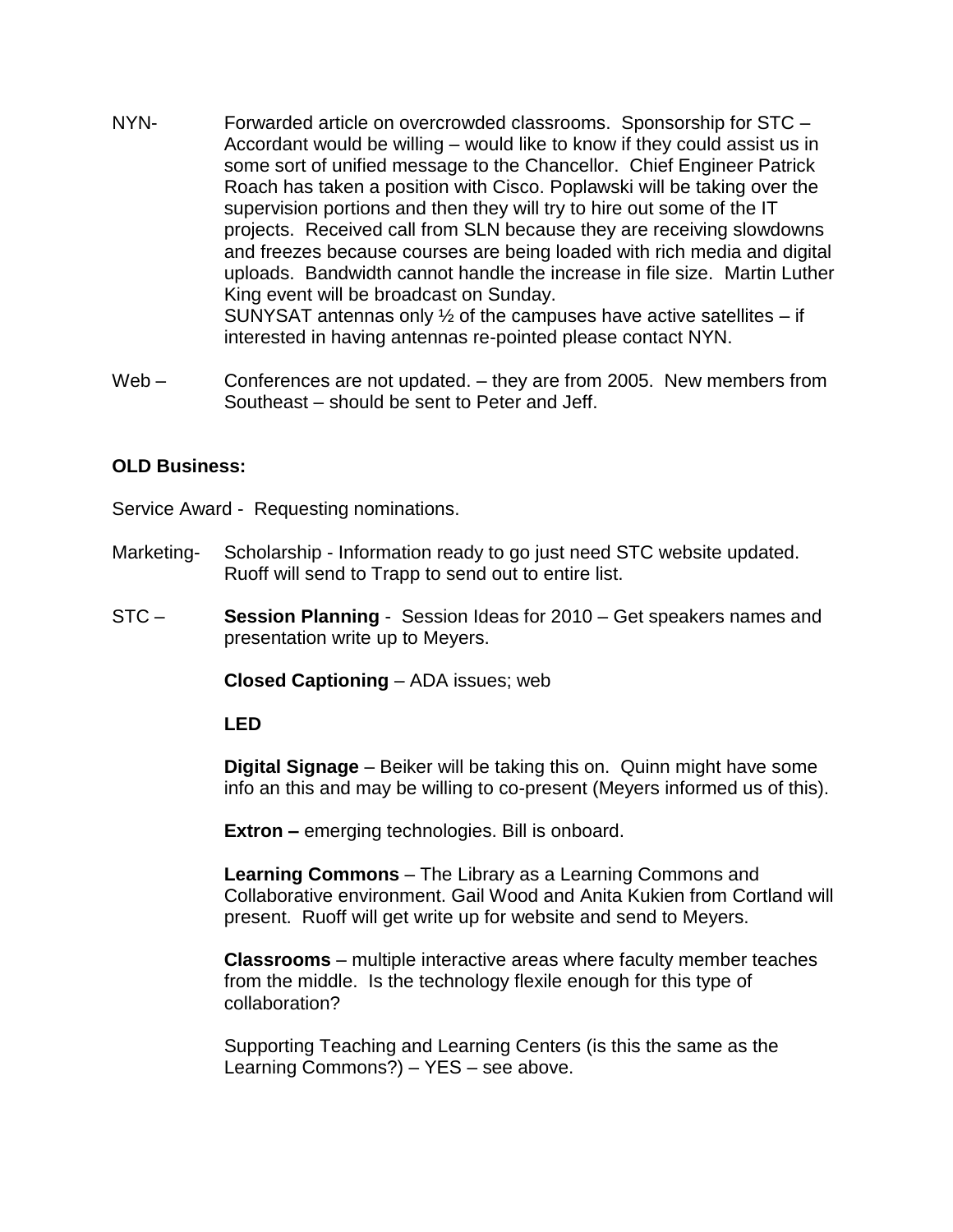NYN- Forwarded article on overcrowded classrooms. Sponsorship for STC – Accordant would be willing – would like to know if they could assist us in some sort of unified message to the Chancellor. Chief Engineer Patrick Roach has taken a position with Cisco. Poplawski will be taking over the supervision portions and then they will try to hire out some of the IT projects. Received call from SLN because they are receiving slowdowns and freezes because courses are being loaded with rich media and digital uploads. Bandwidth cannot handle the increase in file size. Martin Luther King event will be broadcast on Sunday.
SUNYSAT antennas only ½ of the campuses have active satellites – if interested in having antennas re-pointed please contact NYN.

Web – Conferences are not updated. – they are from 2005. New members from Southeast – should be sent to Peter and Jeff.

**OLD Business:**

Service Award - Requesting nominations.

Marketing- Scholarship - Information ready to go just need STC website updated. Ruoff will send to Trapp to send out to entire list.

STC – **Session Planning** - Session Ideas for 2010 – Get speakers names and presentation write up to Meyers.

**Closed Captioning** – ADA issues; web

**LED**

**Digital Signage** – Beiker will be taking this on. Quinn might have some info an this and may be willing to co-present (Meyers informed us of this).

**Extron –** emerging technologies. Bill is onboard.

**Learning Commons** – The Library as a Learning Commons and Collaborative environment. Gail Wood and Anita Kukien from Cortland will present. Ruoff will get write up for website and send to Meyers.

**Classrooms** – multiple interactive areas where faculty member teaches from the middle. Is the technology flexile enough for this type of collaboration?

Supporting Teaching and Learning Centers (is this the same as the Learning Commons?) – YES – see above.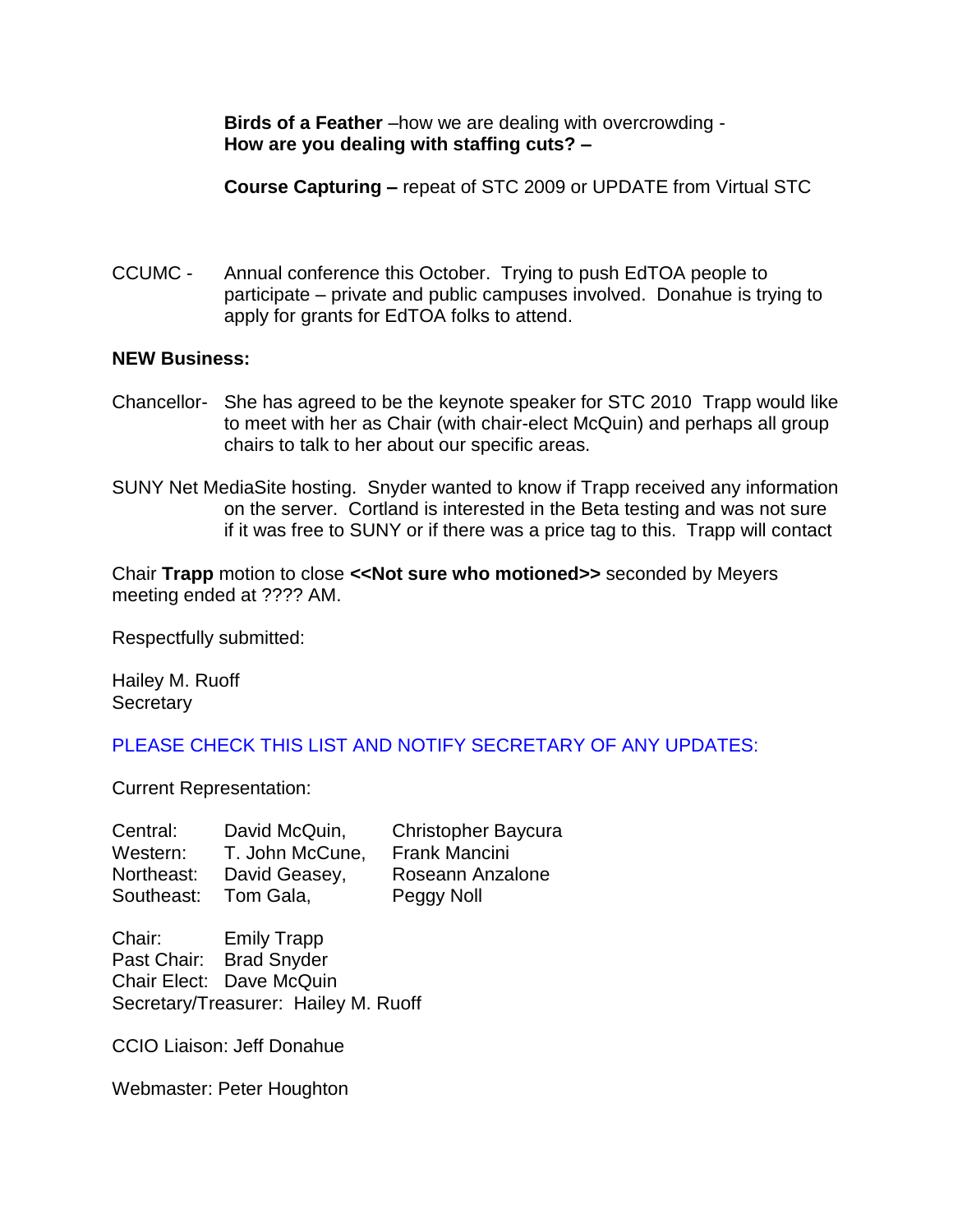**Birds of a Feather** –how we are dealing with overcrowding -
**How are you dealing with staffing cuts? –**

**Course Capturing –** repeat of STC 2009 or UPDATE from Virtual STC

CCUMC - Annual conference this October. Trying to push EdTOA people to participate – private and public campuses involved. Donahue is trying to apply for grants for EdTOA folks to attend.

**NEW Business:**

Chancellor- She has agreed to be the keynote speaker for STC 2010 Trapp would like to meet with her as Chair (with chair-elect McQuin) and perhaps all group chairs to talk to her about our specific areas.

SUNY Net MediaSite hosting. Snyder wanted to know if Trapp received any information on the server. Cortland is interested in the Beta testing and was not sure if it was free to SUNY or if there was a price tag to this. Trapp will contact

Chair **Trapp** motion to close **<<Not sure who motioned>>** seconded by Meyers meeting ended at ???? AM.

Respectfully submitted:

Hailey M. Ruoff
Secretary

PLEASE CHECK THIS LIST AND NOTIFY SECRETARY OF ANY UPDATES:

Current Representation:

| | | |
|---|---|---|
| Central: | David McQuin, | Christopher Baycura |
| Western: | T. John McCune, | Frank Mancini |
| Northeast: | David Geasey, | Roseann Anzalone |
| Southeast: | Tom Gala, | Peggy Noll |

Chair: Emily Trapp
Past Chair: Brad Snyder
Chair Elect: Dave McQuin
Secretary/Treasurer: Hailey M. Ruoff

CCIO Liaison: Jeff Donahue

Webmaster: Peter Houghton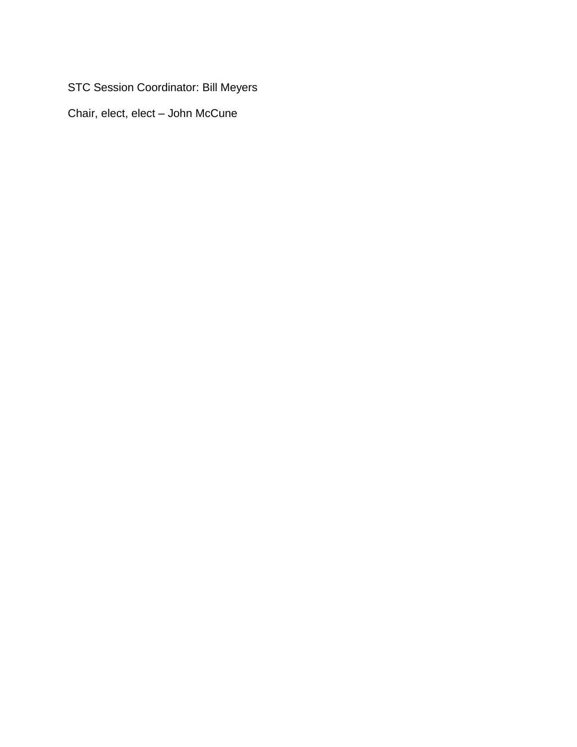STC Session Coordinator: Bill Meyers

Chair, elect, elect – John McCune